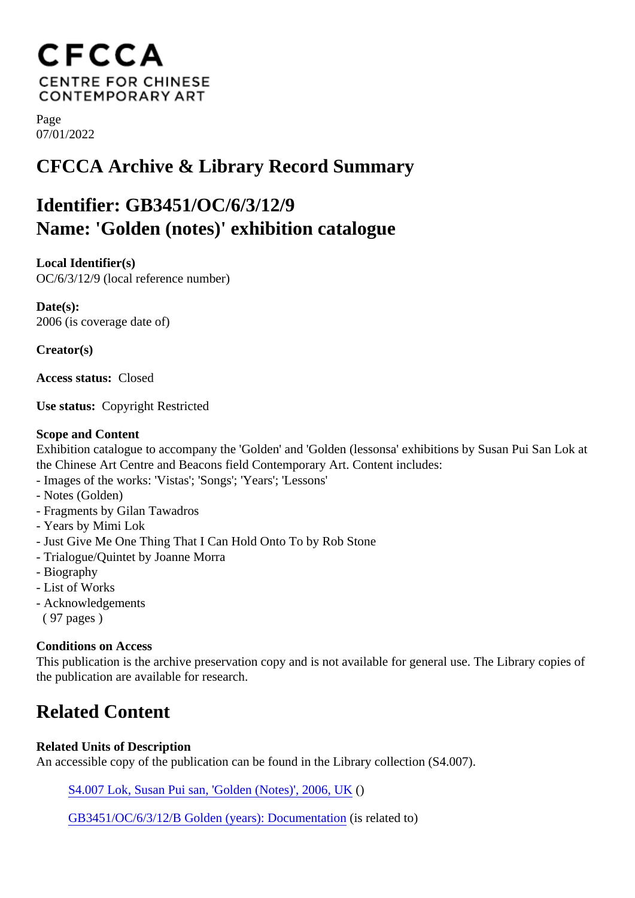CFCCA
CENTRE FOR CHINESE
CONTEMPORARY ART

Page
07/01/2022

# CFCCA Archive & Library Record Summary

## Identifier: GB3451/OC/6/3/12/9
## Name: 'Golden (notes)' exhibition catalogue

**Local Identifier(s)**
OC/6/3/12/9 (local reference number)

**Date(s):**
2006 (is coverage date of)

**Creator(s)**

**Access status:** Closed

**Use status:** Copyright Restricted

**Scope and Content**
Exhibition catalogue to accompany the 'Golden' and 'Golden (lessonsa' exhibitions by Susan Pui San Lok at the Chinese Art Centre and Beacons field Contemporary Art. Content includes:
- Images of the works: 'Vistas'; 'Songs'; 'Years'; 'Lessons'
- Notes (Golden)
- Fragments by Gilan Tawadros
- Years by Mimi Lok
- Just Give Me One Thing That I Can Hold Onto To by Rob Stone
- Trialogue/Quintet by Joanne Morra
- Biography
- List of Works
- Acknowledgements
( 97 pages )

**Conditions on Access**
This publication is the archive preservation copy and is not available for general use. The Library copies of the publication are available for research.

## Related Content

**Related Units of Description**
An accessible copy of the publication can be found in the Library collection (S4.007).

S4.007 Lok, Susan Pui san, 'Golden (Notes)', 2006, UK ()

GB3451/OC/6/3/12/B Golden (years): Documentation (is related to)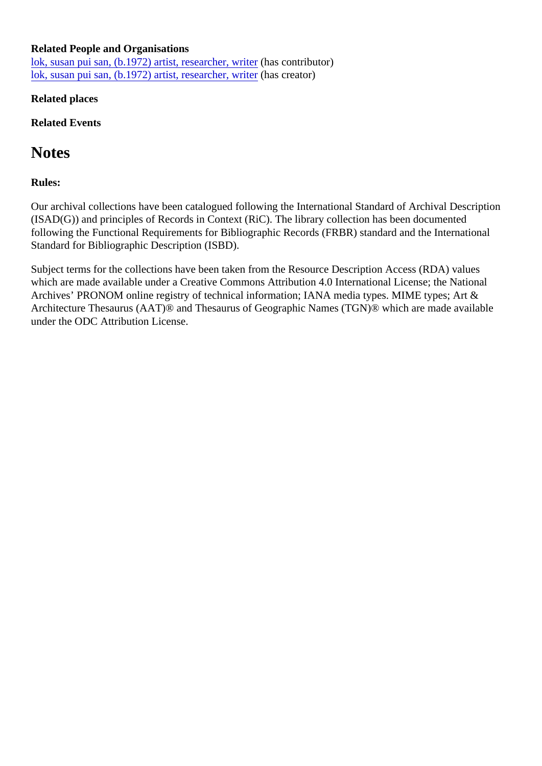**Related People and Organisations**

[lok, susan pui san, (b.1972) artist, researcher, writer] (has contributor)
[lok, susan pui san, (b.1972) artist, researcher, writer] (has creator)

**Related places**

**Related Events**

# Notes

**Rules:**

Our archival collections have been catalogued following the International Standard of Archival Description (ISAD(G)) and principles of Records in Context (RiC). The library collection has been documented following the Functional Requirements for Bibliographic Records (FRBR) standard and the International Standard for Bibliographic Description (ISBD).

Subject terms for the collections have been taken from the Resource Description Access (RDA) values which are made available under a Creative Commons Attribution 4.0 International License; the National Archives' PRONOM online registry of technical information; IANA media types. MIME types; Art & Architecture Thesaurus (AAT)® and Thesaurus of Geographic Names (TGN)® which are made available under the ODC Attribution License.